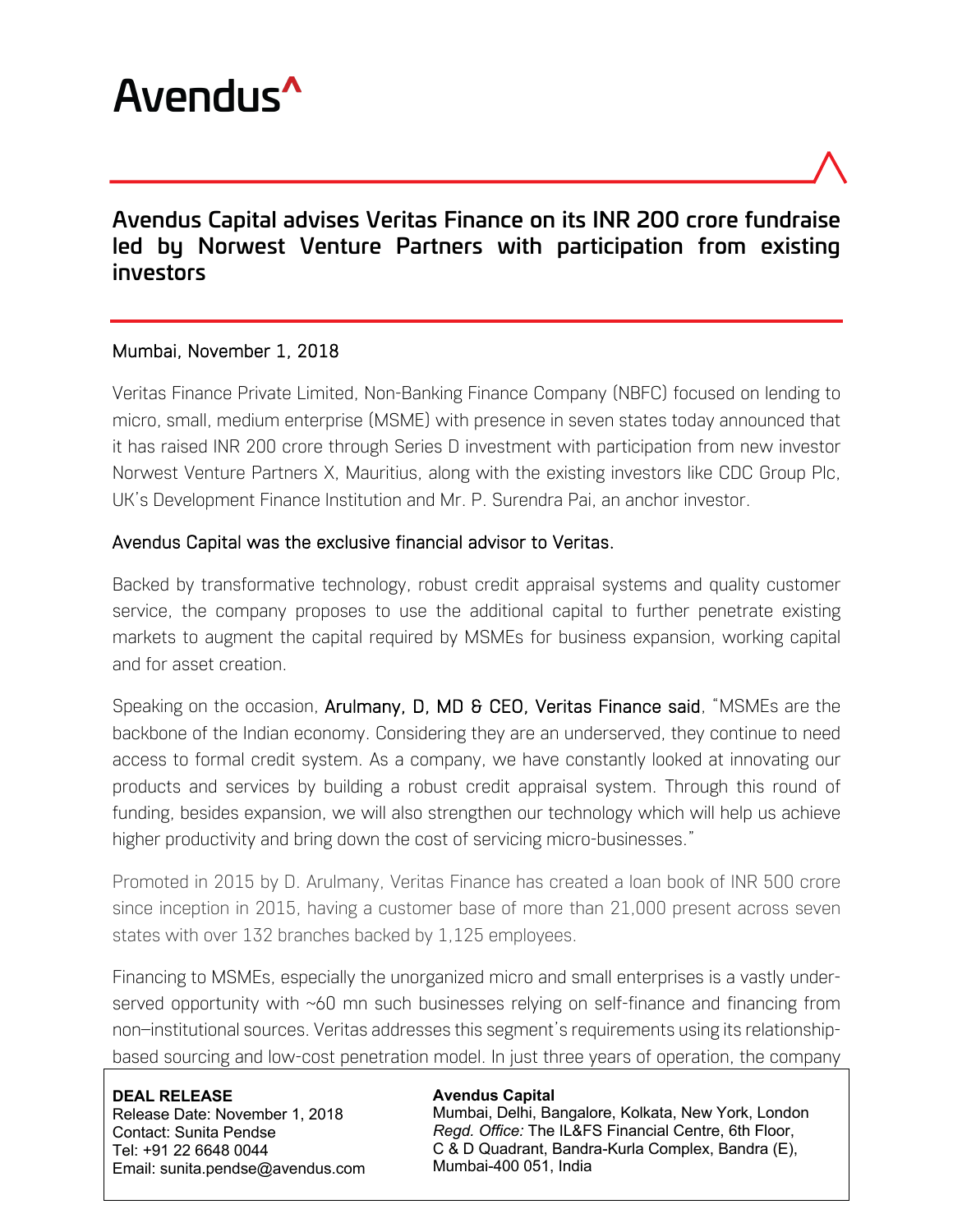# Avendus^

## Avendus Capital advises Veritas Finance on its INR 200 crore fundraise led by Norwest Venture Partners with participation from existing investors

Mumbai, November 1, 2018

Veritas Finance Private Limited, Non-Banking Finance Company (NBFC) focused on lending to micro, small, medium enterprise (MSME) with presence in seven states today announced that it has raised INR 200 crore through Series D investment with participation from new investor Norwest Venture Partners X, Mauritius, along with the existing investors like CDC Group Plc, UK's Development Finance Institution and Mr. P. Surendra Pai, an anchor investor.

Avendus Capital was the exclusive financial advisor to Veritas.

Backed by transformative technology, robust credit appraisal systems and quality customer service, the company proposes to use the additional capital to further penetrate existing markets to augment the capital required by MSMEs for business expansion, working capital and for asset creation.

Speaking on the occasion, Arulmany, D, MD & CEO, Veritas Finance said, "MSMEs are the backbone of the Indian economy. Considering they are an underserved, they continue to need access to formal credit system. As a company, we have constantly looked at innovating our products and services by building a robust credit appraisal system. Through this round of funding, besides expansion, we will also strengthen our technology which will help us achieve higher productivity and bring down the cost of servicing micro-businesses."

Promoted in 2015 by D. Arulmany, Veritas Finance has created a loan book of INR 500 crore since inception in 2015, having a customer base of more than 21,000 present across seven states with over 132 branches backed by 1,125 employees.

Financing to MSMEs, especially the unorganized micro and small enterprises is a vastly under-served opportunity with ~60 mn such businesses relying on self-finance and financing from non–institutional sources. Veritas addresses this segment's requirements using its relationship-based sourcing and low-cost penetration model. In just three years of operation, the company

**DEAL RELEASE**
Release Date: November 1, 2018
Contact: Sunita Pendse
Tel: +91 22 6648 0044
Email: sunita.pendse@avendus.com

**Avendus Capital**
Mumbai, Delhi, Bangalore, Kolkata, New York, London
*Regd. Office:* The IL&FS Financial Centre, 6th Floor, C & D Quadrant, Bandra-Kurla Complex, Bandra (E), Mumbai-400 051, India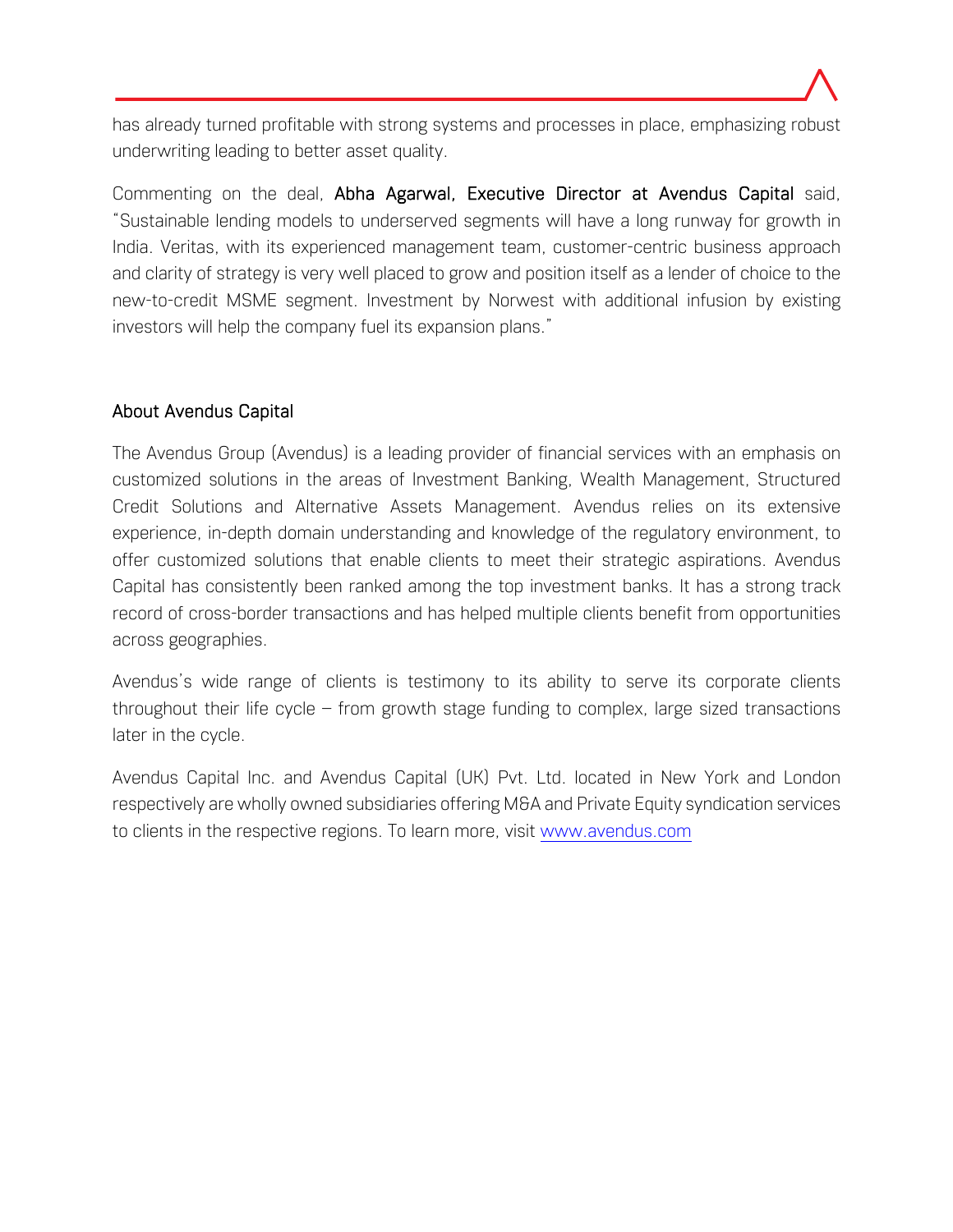has already turned profitable with strong systems and processes in place, emphasizing robust underwriting leading to better asset quality.

Commenting on the deal, **Abha Agarwal, Executive Director at Avendus Capital** said, "Sustainable lending models to underserved segments will have a long runway for growth in India. Veritas, with its experienced management team, customer-centric business approach and clarity of strategy is very well placed to grow and position itself as a lender of choice to the new-to-credit MSME segment. Investment by Norwest with additional infusion by existing investors will help the company fuel its expansion plans."

## About Avendus Capital

The Avendus Group (Avendus) is a leading provider of financial services with an emphasis on customized solutions in the areas of Investment Banking, Wealth Management, Structured Credit Solutions and Alternative Assets Management. Avendus relies on its extensive experience, in-depth domain understanding and knowledge of the regulatory environment, to offer customized solutions that enable clients to meet their strategic aspirations. Avendus Capital has consistently been ranked among the top investment banks. It has a strong track record of cross-border transactions and has helped multiple clients benefit from opportunities across geographies.

Avendus's wide range of clients is testimony to its ability to serve its corporate clients throughout their life cycle – from growth stage funding to complex, large sized transactions later in the cycle.

Avendus Capital Inc. and Avendus Capital (UK) Pvt. Ltd. located in New York and London respectively are wholly owned subsidiaries offering M&A and Private Equity syndication services to clients in the respective regions. To learn more, visit [www.avendus.com](http://www.avendus.com)